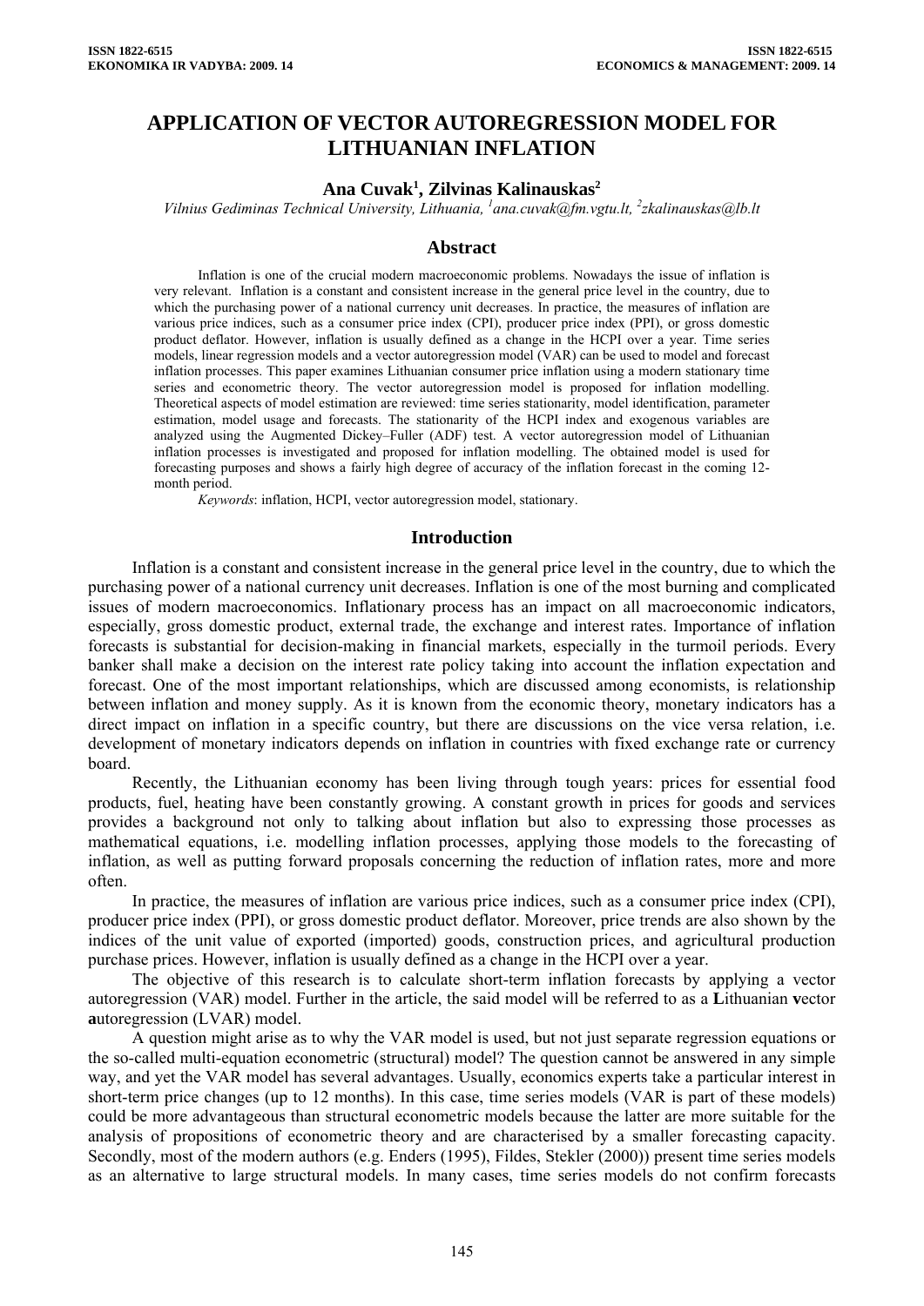# APPLICATION OF VECTOR AUTOREGRESSION MODEL FOR LITHUANIAN INFLATION

**Ana Cuvak[1], Zilvinas Kalinauskas[2]**

*Vilnius Gediminas Technical University, Lithuania, [1]ana.cuvak@fm.vgtu.lt, [2]zkalinauskas@lb.lt*

## Abstract

Inflation is one of the crucial modern macroeconomic problems. Nowadays the issue of inflation is very relevant. Inflation is a constant and consistent increase in the general price level in the country, due to which the purchasing power of a national currency unit decreases. In practice, the measures of inflation are various price indices, such as a consumer price index (CPI), producer price index (PPI), or gross domestic product deflator. However, inflation is usually defined as a change in the HCPI over a year. Time series models, linear regression models and a vector autoregression model (VAR) can be used to model and forecast inflation processes. This paper examines Lithuanian consumer price inflation using a modern stationary time series and econometric theory. The vector autoregression model is proposed for inflation modelling. Theoretical aspects of model estimation are reviewed: time series stationarity, model identification, parameter estimation, model usage and forecasts. The stationarity of the HCPI index and exogenous variables are analyzed using the Augmented Dickey–Fuller (ADF) test. A vector autoregression model of Lithuanian inflation processes is investigated and proposed for inflation modelling. The obtained model is used for forecasting purposes and shows a fairly high degree of accuracy of the inflation forecast in the coming 12-month period.

*Keywords*: inflation, HCPI, vector autoregression model, stationary.

## Introduction

Inflation is a constant and consistent increase in the general price level in the country, due to which the purchasing power of a national currency unit decreases. Inflation is one of the most burning and complicated issues of modern macroeconomics. Inflationary process has an impact on all macroeconomic indicators, especially, gross domestic product, external trade, the exchange and interest rates. Importance of inflation forecasts is substantial for decision-making in financial markets, especially in the turmoil periods. Every banker shall make a decision on the interest rate policy taking into account the inflation expectation and forecast. One of the most important relationships, which are discussed among economists, is relationship between inflation and money supply. As it is known from the economic theory, monetary indicators has a direct impact on inflation in a specific country, but there are discussions on the vice versa relation, i.e. development of monetary indicators depends on inflation in countries with fixed exchange rate or currency board.

Recently, the Lithuanian economy has been living through tough years: prices for essential food products, fuel, heating have been constantly growing. A constant growth in prices for goods and services provides a background not only to talking about inflation but also to expressing those processes as mathematical equations, i.e. modelling inflation processes, applying those models to the forecasting of inflation, as well as putting forward proposals concerning the reduction of inflation rates, more and more often.

In practice, the measures of inflation are various price indices, such as a consumer price index (CPI), producer price index (PPI), or gross domestic product deflator. Moreover, price trends are also shown by the indices of the unit value of exported (imported) goods, construction prices, and agricultural production purchase prices. However, inflation is usually defined as a change in the HCPI over a year.

The objective of this research is to calculate short-term inflation forecasts by applying a vector autoregression (VAR) model. Further in the article, the said model will be referred to as a **L**ithuanian **v**ector **a**utoregression (LVAR) model.

A question might arise as to why the VAR model is used, but not just separate regression equations or the so-called multi-equation econometric (structural) model? The question cannot be answered in any simple way, and yet the VAR model has several advantages. Usually, economics experts take a particular interest in short-term price changes (up to 12 months). In this case, time series models (VAR is part of these models) could be more advantageous than structural econometric models because the latter are more suitable for the analysis of propositions of econometric theory and are characterised by a smaller forecasting capacity. Secondly, most of the modern authors (e.g. Enders (1995), Fildes, Stekler (2000)) present time series models as an alternative to large structural models. In many cases, time series models do not confirm forecasts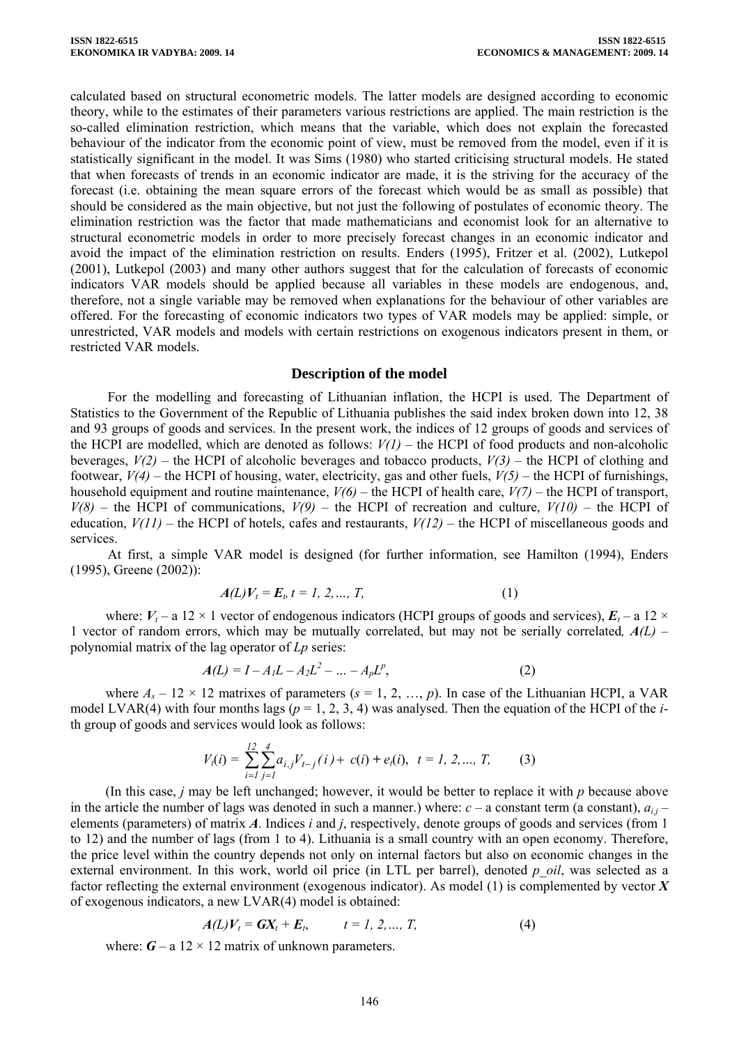calculated based on structural econometric models. The latter models are designed according to economic theory, while to the estimates of their parameters various restrictions are applied. The main restriction is the so-called elimination restriction, which means that the variable, which does not explain the forecasted behaviour of the indicator from the economic point of view, must be removed from the model, even if it is statistically significant in the model. It was Sims (1980) who started criticising structural models. He stated that when forecasts of trends in an economic indicator are made, it is the striving for the accuracy of the forecast (i.e. obtaining the mean square errors of the forecast which would be as small as possible) that should be considered as the main objective, but not just the following of postulates of economic theory. The elimination restriction was the factor that made mathematicians and economist look for an alternative to structural econometric models in order to more precisely forecast changes in an economic indicator and avoid the impact of the elimination restriction on results. Enders (1995), Fritzer et al. (2002), Lutkepol (2001), Lutkepol (2003) and many other authors suggest that for the calculation of forecasts of economic indicators VAR models should be applied because all variables in these models are endogenous, and, therefore, not a single variable may be removed when explanations for the behaviour of other variables are offered. For the forecasting of economic indicators two types of VAR models may be applied: simple, or unrestricted, VAR models and models with certain restrictions on exogenous indicators present in them, or restricted VAR models.

## Description of the model

For the modelling and forecasting of Lithuanian inflation, the HCPI is used. The Department of Statistics to the Government of the Republic of Lithuania publishes the said index broken down into 12, 38 and 93 groups of goods and services. In the present work, the indices of 12 groups of goods and services of the HCPI are modelled, which are denoted as follows: $V(1)$ – the HCPI of food products and non-alcoholic beverages, $V(2)$ – the HCPI of alcoholic beverages and tobacco products, $V(3)$ – the HCPI of clothing and footwear, $V(4)$ – the HCPI of housing, water, electricity, gas and other fuels, $V(5)$ – the HCPI of furnishings, household equipment and routine maintenance, $V(6)$ – the HCPI of health care, $V(7)$ – the HCPI of transport, $V(8)$ – the HCPI of communications, $V(9)$ – the HCPI of recreation and culture, $V(10)$ – the HCPI of education, $V(11)$ – the HCPI of hotels, cafes and restaurants, $V(12)$ – the HCPI of miscellaneous goods and services.

At first, a simple VAR model is designed (for further information, see Hamilton (1994), Enders (1995), Greene (2002)):

$$\boldsymbol{A}(L)\boldsymbol{V}_t = \boldsymbol{E}_t,\ t = 1, 2, \dots, T, \tag{1}$$

where: $\boldsymbol{V}_t$ – a 12 × 1 vector of endogenous indicators (HCPI groups of goods and services), $\boldsymbol{E}_t$ – a 12 × 1 vector of random errors, which may be mutually correlated, but may not be serially correlated, $\boldsymbol{A}(L)$ – polynomial matrix of the lag operator of $Lp$ series:

$$\boldsymbol{A}(L) = I - A_1L - A_2L^2 - \dots - A_pL^p, \tag{2}$$

where $A_s$ – 12 × 12 matrixes of parameters ($s$ = 1, 2, …, $p$). In case of the Lithuanian HCPI, a VAR model LVAR(4) with four months lags ($p$ = 1, 2, 3, 4) was analysed. Then the equation of the HCPI of the $i$-th group of goods and services would look as follows:

$$V_t(i) = \sum_{i=1}^{12}\sum_{j=1}^{4} a_{i,j}V_{t-j}(i) + c(i) + e_t(i),\ \ t = 1, 2, \dots, T, \tag{3}$$

(In this case, $j$ may be left unchanged; however, it would be better to replace it with $p$ because above in the article the number of lags was denoted in such a manner.) where: $c$ – a constant term (a constant), $a_{i,j}$ – elements (parameters) of matrix $\boldsymbol{A}$. Indices $i$ and $j$, respectively, denote groups of goods and services (from 1 to 12) and the number of lags (from 1 to 4). Lithuania is a small country with an open economy. Therefore, the price level within the country depends not only on internal factors but also on economic changes in the external environment. In this work, world oil price (in LTL per barrel), denoted *p_oil*, was selected as a factor reflecting the external environment (exogenous indicator). As model (1) is complemented by vector $\boldsymbol{X}$ of exogenous indicators, a new LVAR(4) model is obtained:

$$\boldsymbol{A}(L)\boldsymbol{V}_t = \boldsymbol{G}\boldsymbol{X}_t + \boldsymbol{E}_t, \qquad t = 1, 2, \dots, T, \tag{4}$$

where: $\boldsymbol{G}$ – a 12 × 12 matrix of unknown parameters.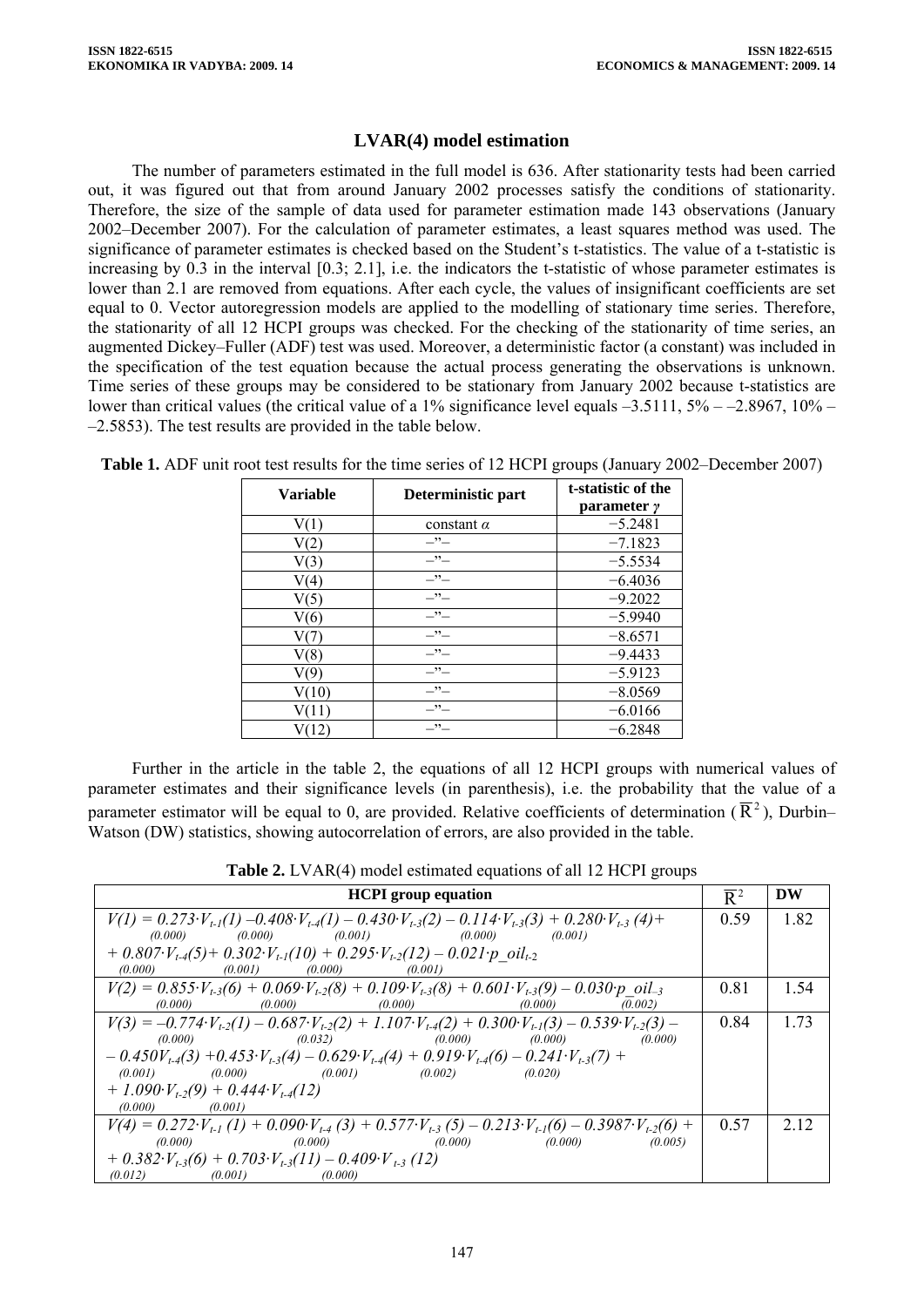## LVAR(4) model estimation

The number of parameters estimated in the full model is 636. After stationarity tests had been carried out, it was figured out that from around January 2002 processes satisfy the conditions of stationarity. Therefore, the size of the sample of data used for parameter estimation made 143 observations (January 2002–December 2007). For the calculation of parameter estimates, a least squares method was used. The significance of parameter estimates is checked based on the Student's t-statistics. The value of a t-statistic is increasing by 0.3 in the interval [0.3; 2.1], i.e. the indicators the t-statistic of whose parameter estimates is lower than 2.1 are removed from equations. After each cycle, the values of insignificant coefficients are set equal to 0. Vector autoregression models are applied to the modelling of stationary time series. Therefore, the stationarity of all 12 HCPI groups was checked. For the checking of the stationarity of time series, an augmented Dickey–Fuller (ADF) test was used. Moreover, a deterministic factor (a constant) was included in the specification of the test equation because the actual process generating the observations is unknown. Time series of these groups may be considered to be stationary from January 2002 because t-statistics are lower than critical values (the critical value of a 1% significance level equals –3.5111, 5% – –2.8967, 10% – –2.5853). The test results are provided in the table below.

**Table 1.** ADF unit root test results for the time series of 12 HCPI groups (January 2002–December 2007)

| Variable | Deterministic part | t-statistic of the parameter $\gamma$ |
|---|---|---|
| V(1) | constant $\alpha$ | −5.2481 |
| V(2) | –"– | −7.1823 |
| V(3) | –"– | −5.5534 |
| V(4) | –"– | −6.4036 |
| V(5) | –"– | −9.2022 |
| V(6) | –"– | −5.9940 |
| V(7) | –"– | −8.6571 |
| V(8) | –"– | −9.4433 |
| V(9) | –"– | −5.9123 |
| V(10) | –"– | −8.0569 |
| V(11) | –"– | −6.0166 |
| V(12) | –"– | −6.2848 |

Further in the article in the table 2, the equations of all 12 HCPI groups with numerical values of parameter estimates and their significance levels (in parenthesis), i.e. the probability that the value of a parameter estimator will be equal to 0, are provided. Relative coefficients of determination ($\overline{R}^2$), Durbin–Watson (DW) statistics, showing autocorrelation of errors, are also provided in the table.

**Table 2.** LVAR(4) model estimated equations of all 12 HCPI groups

| HCPI group equation | $\overline{R}^2$ | DW |
|---|---|---|
| $V(1) = \underset{(0.000)}{0.273 \cdot V_{t-1}(1)} \underset{(0.000)}{-0.408 \cdot V_{t-4}(1)} \underset{(0.001)}{- 0.430 \cdot V_{t-3}(2)} \underset{(0.000)}{- 0.114 \cdot V_{t-3}(3)} \underset{(0.001)}{+ 0.280 \cdot V_{t-3}(4)} \underset{(0.000)}{+ 0.807 \cdot V_{t-4}(5)} \underset{(0.001)}{+ 0.302 \cdot V_{t-1}(10)} \underset{(0.000)}{+ 0.295 \cdot V_{t-2}(12)} \underset{(0.001)}{- 0.021 \cdot p\_oil_{t-2}}$ | 0.59 | 1.82 |
| $V(2) = \underset{(0.000)}{0.855 \cdot V_{t-3}(6)} \underset{(0.000)}{+ 0.069 \cdot V_{t-2}(8)} \underset{(0.000)}{+ 0.109 \cdot V_{t-3}(8)} \underset{(0.000)}{+ 0.601 \cdot V_{t-3}(9)} \underset{(0.002)}{- 0.030 \cdot p\_oil_{-3}}$ | 0.81 | 1.54 |
| $V(3) = \underset{(0.000)}{-0.774 \cdot V_{t-2}(1)} \underset{(0.032)}{- 0.687 \cdot V_{t-2}(2)} \underset{(0.000)}{+ 1.107 \cdot V_{t-4}(2)} \underset{(0.000)}{+ 0.300 \cdot V_{t-1}(3)} \underset{(0.000)}{- 0.539 \cdot V_{t-2}(3)} \underset{(0.001)}{- 0.450 V_{t-4}(3)} \underset{(0.000)}{+ 0.453 \cdot V_{t-3}(4)} \underset{(0.001)}{- 0.629 \cdot V_{t-4}(4)} \underset{(0.002)}{+ 0.919 \cdot V_{t-4}(6)} \underset{(0.020)}{- 0.241 \cdot V_{t-3}(7)} \underset{(0.000)}{+ 1.090 \cdot V_{t-2}(9)} \underset{(0.001)}{+ 0.444 \cdot V_{t-4}(12)}$ | 0.84 | 1.73 |
| $V(4) = \underset{(0.000)}{0.272 \cdot V_{t-1}(1)} \underset{(0.000)}{+ 0.090 \cdot V_{t-4}(3)} \underset{(0.000)}{+ 0.577 \cdot V_{t-3}(5)} \underset{(0.000)}{- 0.213 \cdot V_{t-1}(6)} \underset{(0.005)}{- 0.3987 \cdot V_{t-2}(6)} \underset{(0.012)}{+ 0.382 \cdot V_{t-3}(6)} \underset{(0.001)}{+ 0.703 \cdot V_{t-3}(11)} \underset{(0.000)}{- 0.409 \cdot V_{t-3}(12)}$ | 0.57 | 2.12 |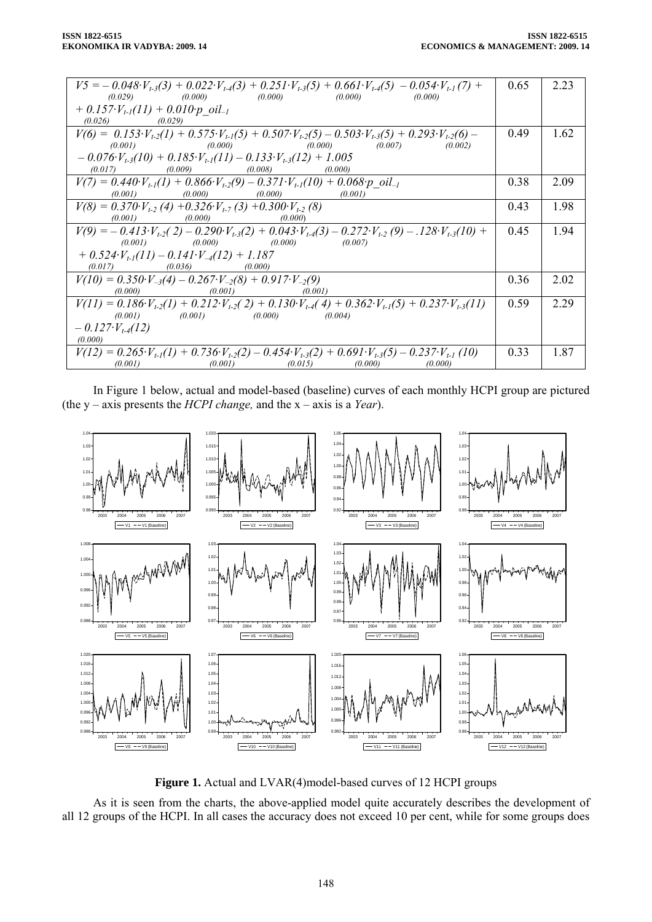| | | |
|---|---|---|
| $V5 = -0.048 \cdot V_{t-3}(3) + 0.022 \cdot V_{t-4}(3) + 0.251 \cdot V_{t-3}(5) + 0.661 \cdot V_{t-4}(5) - 0.054 \cdot V_{t-1}(7) +$ <br> $(0.029) \quad (0.000) \quad (0.000) \quad (0.000) \quad (0.000)$ <br> $+ 0.157 \cdot V_{t-1}(11) + 0.010 \cdot p\_oil_{-1}$ <br> $(0.026) \quad (0.029)$ | 0.65 | 2.23 |
| $V(6) = 0.153 \cdot V_{t-2}(1) + 0.575 \cdot V_{t-1}(5) + 0.507 \cdot V_{t-2}(5) - 0.503 \cdot V_{t-3}(5) + 0.293 \cdot V_{t-2}(6) -$ <br> $(0.001) \quad (0.000) \quad (0.000) \quad (0.007) \quad (0.002)$ <br> $- 0.076 \cdot V_{t-3}(10) + 0.185 \cdot V_{t-1}(11) - 0.133 \cdot V_{t-3}(12) + 1.005$ <br> $(0.017) \quad (0.009) \quad (0.008) \quad (0.000)$ | 0.49 | 1.62 |
| $V(7) = 0.440 \cdot V_{t-1}(1) + 0.866 \cdot V_{t-2}(9) - 0.371 \cdot V_{t-1}(10) + 0.068 \cdot p\_oil_{-1}$ <br> $(0.001) \quad (0.000) \quad (0.000) \quad (0.001)$ | 0.38 | 2.09 |
| $V(8) = 0.370 \cdot V_{t-2}(4) + 0.326 \cdot V_{t-7}(3) + 0.300 \cdot V_{t-2}(8)$ <br> $(0.001) \quad (0.000) \quad (0.000)$ | 0.43 | 1.98 |
| $V(9) = -0.413 \cdot V_{t-2}(2) - 0.290 \cdot V_{t-3}(2) + 0.043 \cdot V_{t-4}(3) - 0.272 \cdot V_{t-2}(9) - .128 \cdot V_{t-3}(10) +$ <br> $(0.001) \quad (0.000) \quad (0.000) \quad (0.007)$ <br> $+ 0.524 \cdot V_{t-1}(11) - 0.141 \cdot V_{-4}(12) + 1.187$ <br> $(0.017) \quad (0.036) \quad (0.000)$ | 0.45 | 1.94 |
| $V(10) = 0.350 \cdot V_{-3}(4) - 0.267 \cdot V_{-2}(8) + 0.917 \cdot V_{-2}(9)$ <br> $(0.000) \quad (0.001) \quad (0.001)$ | 0.36 | 2.02 |
| $V(11) = 0.186 \cdot V_{t-2}(1) + 0.212 \cdot V_{t-2}(2) + 0.130 \cdot V_{t-4}(4) + 0.362 \cdot V_{t-1}(5) + 0.237 \cdot V_{t-3}(11)$ <br> $(0.001) \quad (0.001) \quad (0.000) \quad (0.004)$ <br> $- 0.127 \cdot V_{t-4}(12)$ <br> $(0.000)$ | 0.59 | 2.29 |
| $V(12) = 0.265 \cdot V_{t-1}(1) + 0.736 \cdot V_{t-2}(2) - 0.454 \cdot V_{t-3}(2) + 0.691 \cdot V_{t-3}(5) - 0.237 \cdot V_{t-1}(10)$ <br> $(0.001) \quad (0.001) \quad (0.015) \quad (0.000) \quad (0.000)$ | 0.33 | 1.87 |

In Figure 1 below, actual and model-based (baseline) curves of each monthly HCPI group are pictured (the y – axis presents the *HCPI change,* and the x – axis is a *Year*).

**Figure 1.** Actual and LVAR(4)model-based curves of 12 HCPI groups

As it is seen from the charts, the above-applied model quite accurately describes the development of all 12 groups of the HCPI. In all cases the accuracy does not exceed 10 per cent, while for some groups does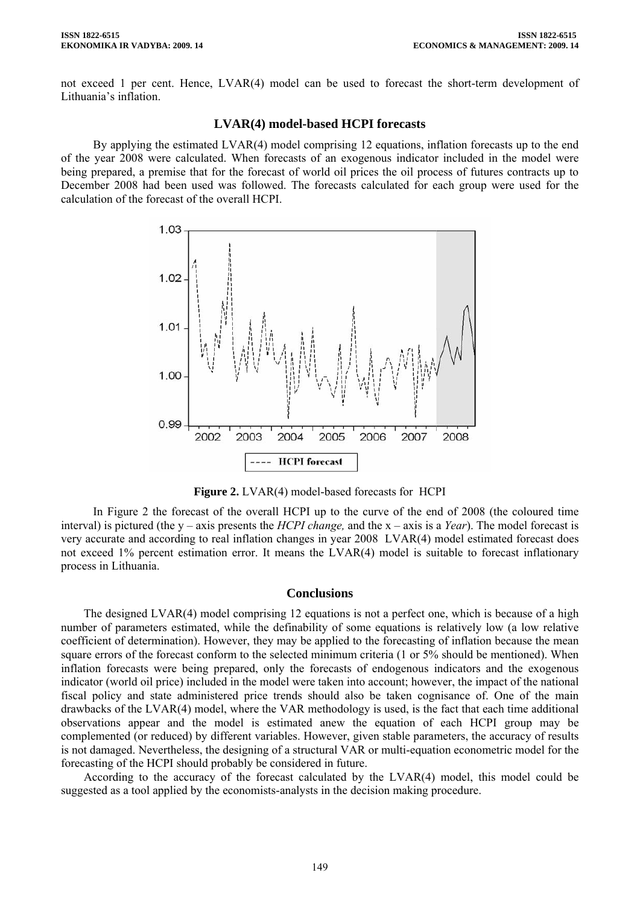not exceed 1 per cent. Hence, LVAR(4) model can be used to forecast the short-term development of Lithuania's inflation.

## LVAR(4) model-based HCPI forecasts

By applying the estimated LVAR(4) model comprising 12 equations, inflation forecasts up to the end of the year 2008 were calculated. When forecasts of an exogenous indicator included in the model were being prepared, a premise that for the forecast of world oil prices the oil process of futures contracts up to December 2008 had been used was followed. The forecasts calculated for each group were used for the calculation of the forecast of the overall HCPI.

**Figure 2.** LVAR(4) model-based forecasts for HCPI

In Figure 2 the forecast of the overall HCPI up to the curve of the end of 2008 (the coloured time interval) is pictured (the y – axis presents the *HCPI change,* and the x – axis is a *Year*). The model forecast is very accurate and according to real inflation changes in year 2008 LVAR(4) model estimated forecast does not exceed 1% percent estimation error. It means the LVAR(4) model is suitable to forecast inflationary process in Lithuania.

## Conclusions

The designed LVAR(4) model comprising 12 equations is not a perfect one, which is because of a high number of parameters estimated, while the definability of some equations is relatively low (a low relative coefficient of determination). However, they may be applied to the forecasting of inflation because the mean square errors of the forecast conform to the selected minimum criteria (1 or 5% should be mentioned). When inflation forecasts were being prepared, only the forecasts of endogenous indicators and the exogenous indicator (world oil price) included in the model were taken into account; however, the impact of the national fiscal policy and state administered price trends should also be taken cognisance of. One of the main drawbacks of the LVAR(4) model, where the VAR methodology is used, is the fact that each time additional observations appear and the model is estimated anew the equation of each HCPI group may be complemented (or reduced) by different variables. However, given stable parameters, the accuracy of results is not damaged. Nevertheless, the designing of a structural VAR or multi-equation econometric model for the forecasting of the HCPI should probably be considered in future.

According to the accuracy of the forecast calculated by the LVAR(4) model, this model could be suggested as a tool applied by the economists-analysts in the decision making procedure.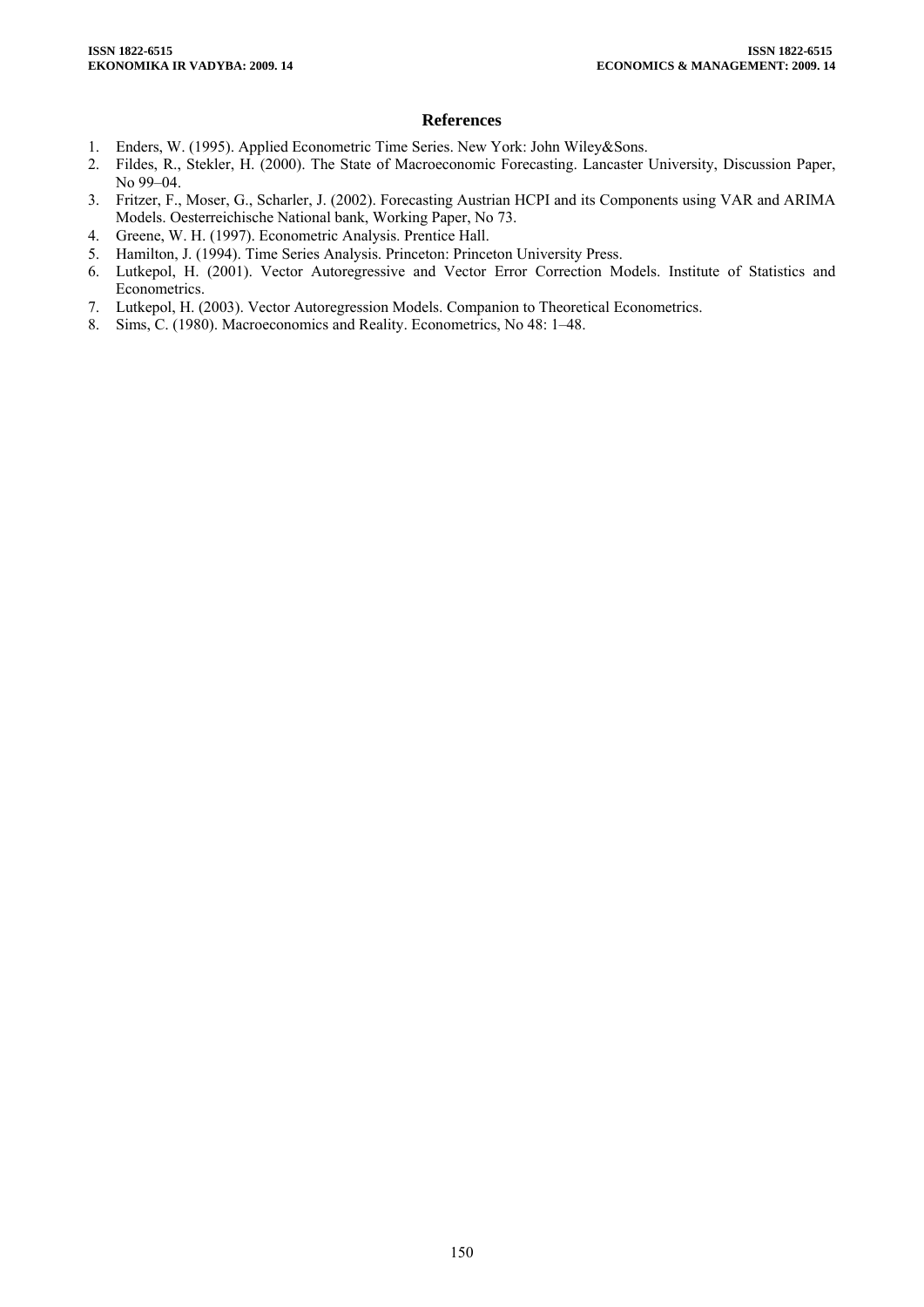## References

1. Enders, W. (1995). Applied Econometric Time Series. New York: John Wiley&Sons.
2. Fildes, R., Stekler, H. (2000). The State of Macroeconomic Forecasting. Lancaster University, Discussion Paper, No 99–04.
3. Fritzer, F., Moser, G., Scharler, J. (2002). Forecasting Austrian HCPI and its Components using VAR and ARIMA Models. Oesterreichische National bank, Working Paper, No 73.
4. Greene, W. H. (1997). Econometric Analysis. Prentice Hall.
5. Hamilton, J. (1994). Time Series Analysis. Princeton: Princeton University Press.
6. Lutkepol, H. (2001). Vector Autoregressive and Vector Error Correction Models. Institute of Statistics and Econometrics.
7. Lutkepol, H. (2003). Vector Autoregression Models. Companion to Theoretical Econometrics.
8. Sims, C. (1980). Macroeconomics and Reality. Econometrics, No 48: 1–48.